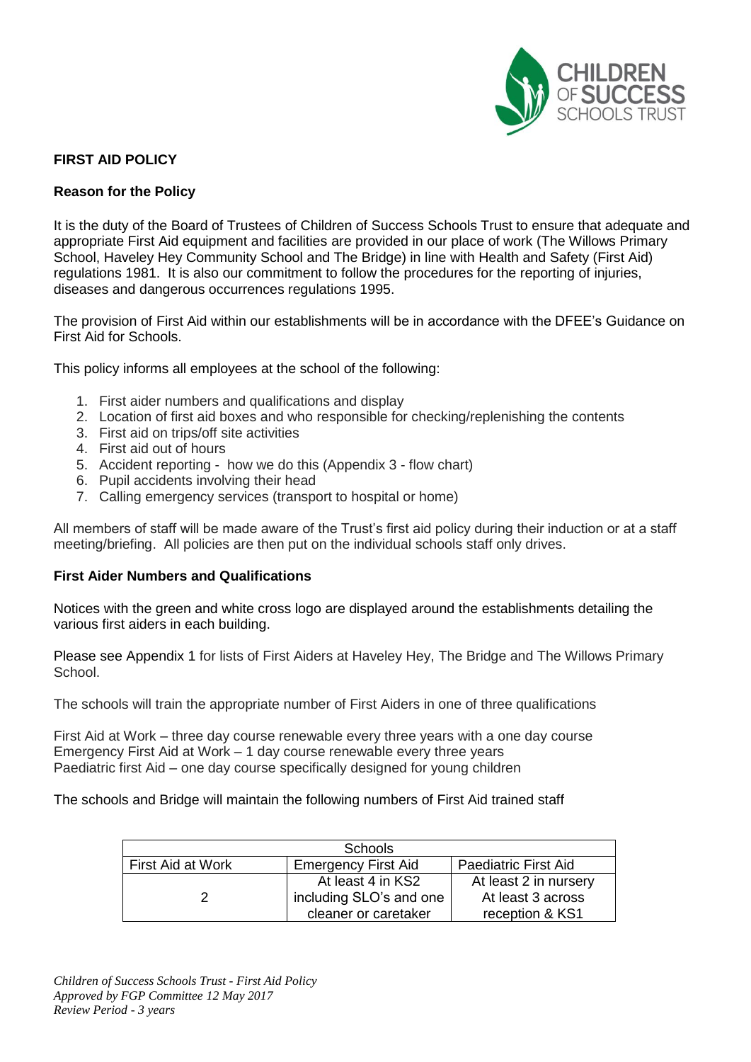**FIRST AID POLICY**

**Reason for the Policy**

It is the duty of the Board of Trustees of Children of Success Schools Trust to ensure that adequate and appropriate First Aid equipment and facilities are provided in our place of work (The Willows Primary School, Haveley Hey Community School and The Bridge) in line with Health and Safety (First Aid) regulations 1981. It is also our commitment to follow the procedures for the reporting of injuries, diseases and dangerous occurrences regulations 1995.

The provision of First Aid within our establishments will be in accordance with the DFEE's Guidance on First Aid for Schools.

This policy informs all employees at the school of the following:

1. First aider numbers and qualifications and display
2. Location of first aid boxes and who responsible for checking/replenishing the contents
3. First aid on trips/off site activities
4. First aid out of hours
5. Accident reporting - how we do this (Appendix 3 - flow chart)
6. Pupil accidents involving their head
7. Calling emergency services (transport to hospital or home)

All members of staff will be made aware of the Trust's first aid policy during their induction or at a staff meeting/briefing. All policies are then put on the individual schools staff only drives.

**First Aider Numbers and Qualifications**

Notices with the green and white cross logo are displayed around the establishments detailing the various first aiders in each building.

Please see Appendix 1 for lists of First Aiders at Haveley Hey, The Bridge and The Willows Primary School.

The schools will train the appropriate number of First Aiders in one of three qualifications

First Aid at Work – three day course renewable every three years with a one day course
Emergency First Aid at Work – 1 day course renewable every three years
Paediatric first Aid – one day course specifically designed for young children

The schools and Bridge will maintain the following numbers of First Aid trained staff

| Schools | | |
|---|---|---|
| First Aid at Work | Emergency First Aid | Paediatric First Aid |
| 2 | At least 4 in KS2 including SLO's and one cleaner or caretaker | At least 2 in nursery At least 3 across reception & KS1 |

*Children of Success Schools Trust - First Aid Policy*
*Approved by FGP Committee 12 May 2017*
*Review Period - 3 years*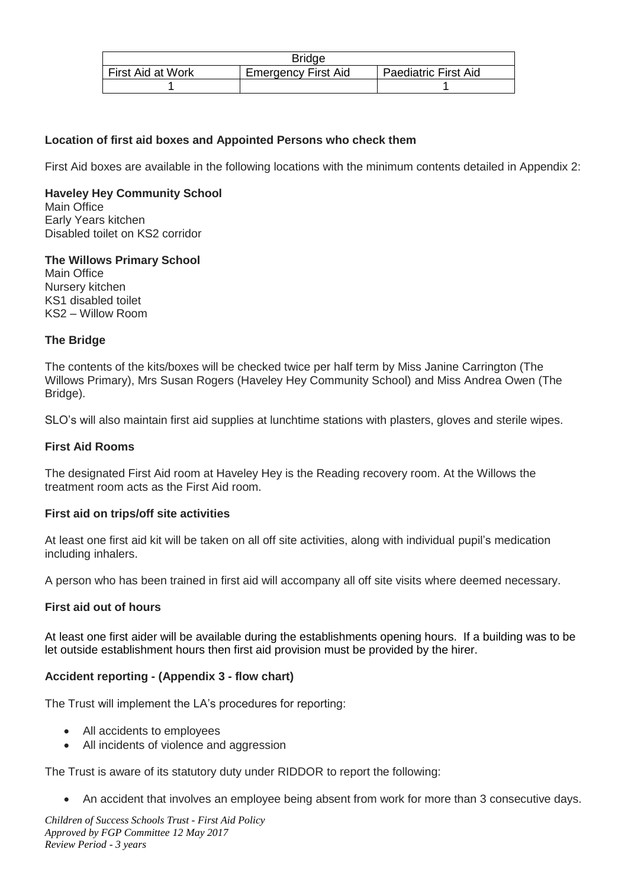| Bridge | | |
|---|---|---|
| First Aid at Work | Emergency First Aid | Paediatric First Aid |
| 1 | | 1 |

**Location of first aid boxes and Appointed Persons who check them**

First Aid boxes are available in the following locations with the minimum contents detailed in Appendix 2:

**Haveley Hey Community School**
Main Office
Early Years kitchen
Disabled toilet on KS2 corridor

**The Willows Primary School**
Main Office
Nursery kitchen
KS1 disabled toilet
KS2 – Willow Room

**The Bridge**

The contents of the kits/boxes will be checked twice per half term by Miss Janine Carrington (The Willows Primary), Mrs Susan Rogers (Haveley Hey Community School) and Miss Andrea Owen (The Bridge).

SLO's will also maintain first aid supplies at lunchtime stations with plasters, gloves and sterile wipes.

**First Aid Rooms**

The designated First Aid room at Haveley Hey is the Reading recovery room. At the Willows the treatment room acts as the First Aid room.

**First aid on trips/off site activities**

At least one first aid kit will be taken on all off site activities, along with individual pupil's medication including inhalers.

A person who has been trained in first aid will accompany all off site visits where deemed necessary.

**First aid out of hours**

At least one first aider will be available during the establishments opening hours. If a building was to be let outside establishment hours then first aid provision must be provided by the hirer.

**Accident reporting - (Appendix 3 - flow chart)**

The Trust will implement the LA's procedures for reporting:

- All accidents to employees
- All incidents of violence and aggression

The Trust is aware of its statutory duty under RIDDOR to report the following:

- An accident that involves an employee being absent from work for more than 3 consecutive days.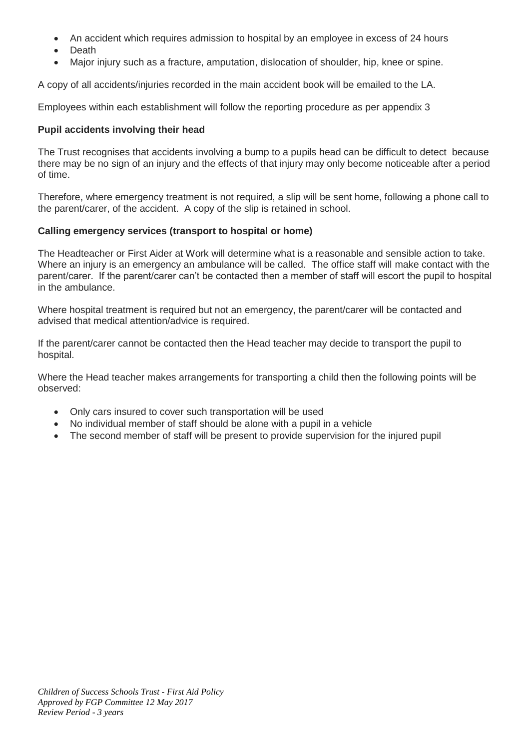- An accident which requires admission to hospital by an employee in excess of 24 hours
- Death
- Major injury such as a fracture, amputation, dislocation of shoulder, hip, knee or spine.

A copy of all accidents/injuries recorded in the main accident book will be emailed to the LA.

Employees within each establishment will follow the reporting procedure as per appendix 3

**Pupil accidents involving their head**

The Trust recognises that accidents involving a bump to a pupils head can be difficult to detect because there may be no sign of an injury and the effects of that injury may only become noticeable after a period of time.

Therefore, where emergency treatment is not required, a slip will be sent home, following a phone call to the parent/carer, of the accident. A copy of the slip is retained in school.

**Calling emergency services (transport to hospital or home)**

The Headteacher or First Aider at Work will determine what is a reasonable and sensible action to take. Where an injury is an emergency an ambulance will be called. The office staff will make contact with the parent/carer. If the parent/carer can't be contacted then a member of staff will escort the pupil to hospital in the ambulance.

Where hospital treatment is required but not an emergency, the parent/carer will be contacted and advised that medical attention/advice is required.

If the parent/carer cannot be contacted then the Head teacher may decide to transport the pupil to hospital.

Where the Head teacher makes arrangements for transporting a child then the following points will be observed:

- Only cars insured to cover such transportation will be used
- No individual member of staff should be alone with a pupil in a vehicle
- The second member of staff will be present to provide supervision for the injured pupil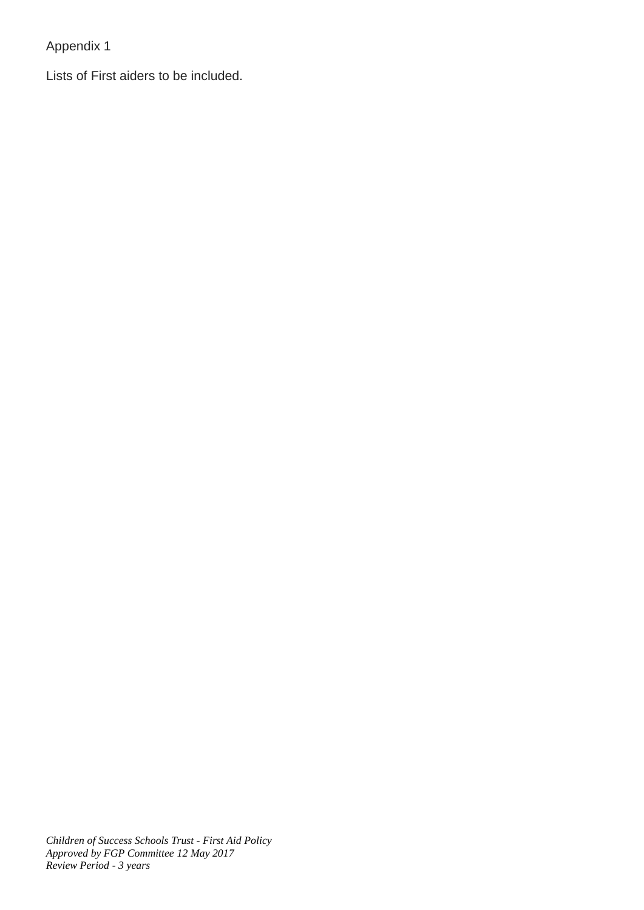Appendix 1

Lists of First aiders to be included.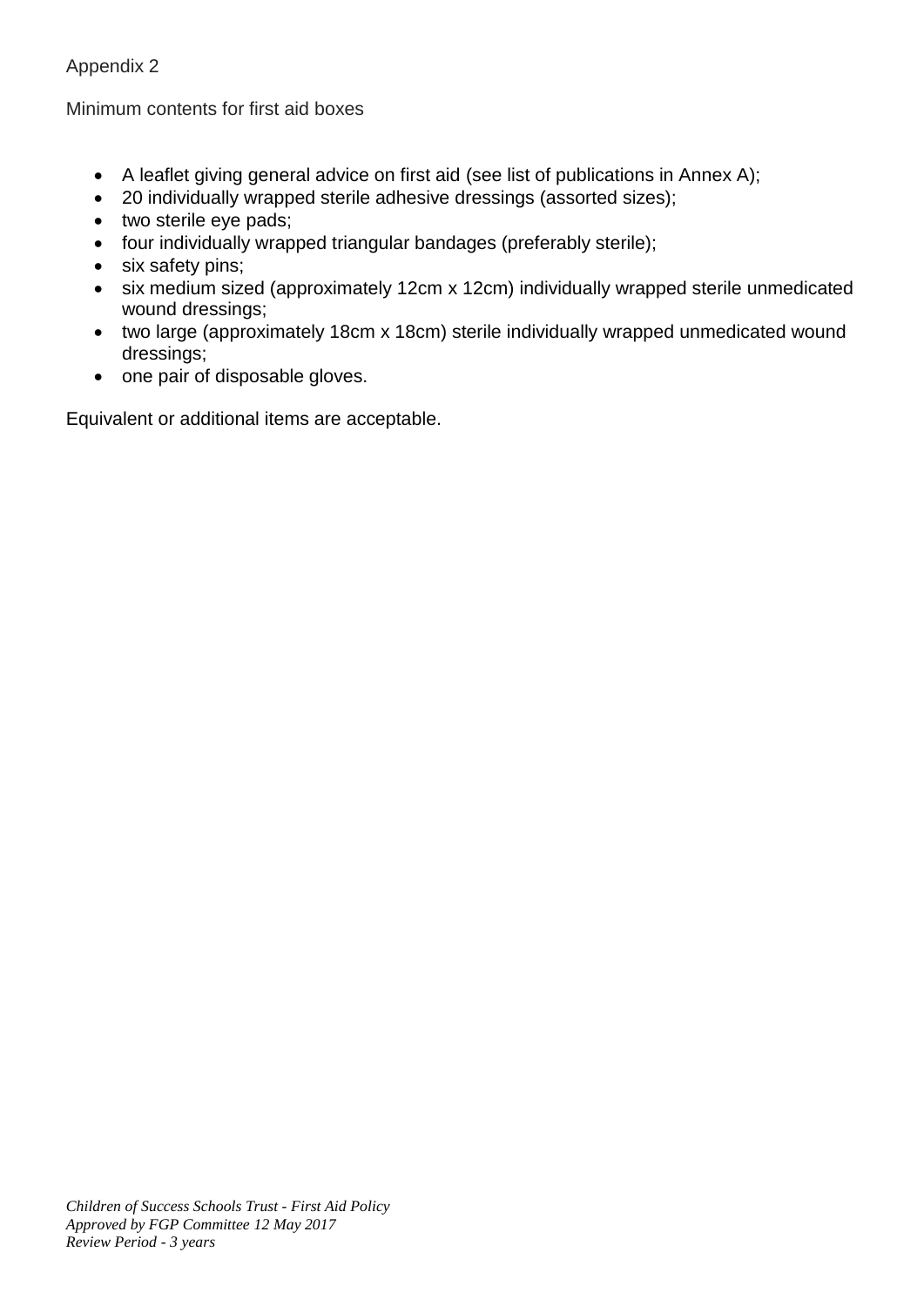Appendix 2

Minimum contents for first aid boxes

- A leaflet giving general advice on first aid (see list of publications in Annex A);
- 20 individually wrapped sterile adhesive dressings (assorted sizes);
- two sterile eye pads;
- four individually wrapped triangular bandages (preferably sterile);
- six safety pins;
- six medium sized (approximately 12cm x 12cm) individually wrapped sterile unmedicated wound dressings;
- two large (approximately 18cm x 18cm) sterile individually wrapped unmedicated wound dressings;
- one pair of disposable gloves.

Equivalent or additional items are acceptable.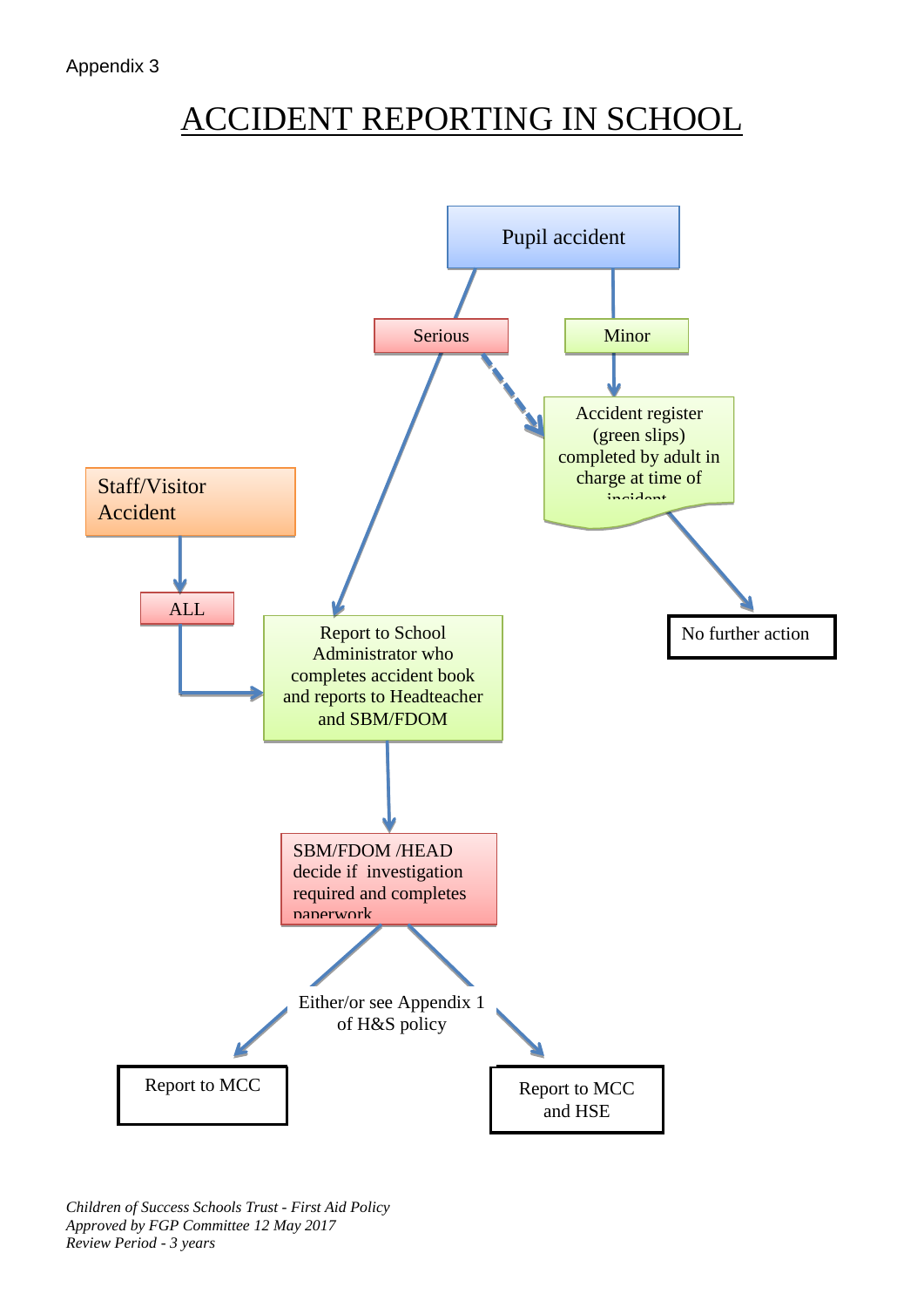Appendix 3

# ACCIDENT REPORTING IN SCHOOL

Pupil accident

Serious

Minor

Accident register (green slips) completed by adult in charge at time of incident

No further action

Staff/Visitor Accident

ALL

Report to School Administrator who completes accident book and reports to Headteacher and SBM/FDOM

SBM/FDOM /HEAD decide if investigation required and completes paperwork

Either/or see Appendix 1 of H&S policy

Report to MCC

Report to MCC and HSE

*Children of Success Schools Trust - First Aid Policy*
*Approved by FGP Committee 12 May 2017*
*Review Period - 3 years*